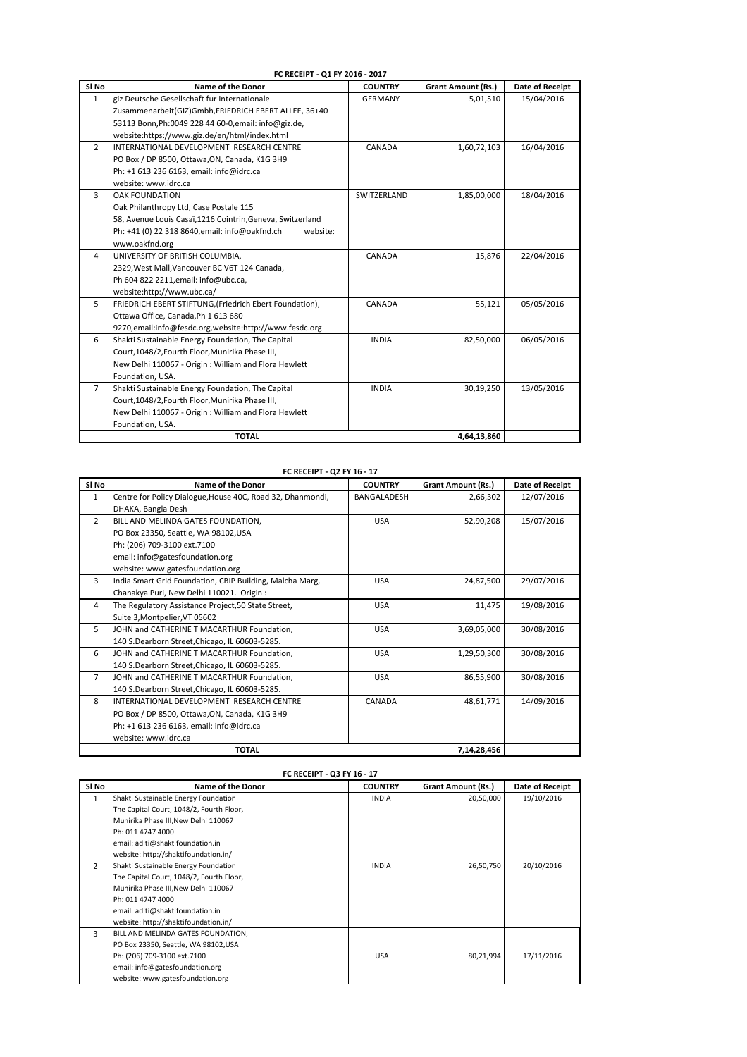**FC RECEIPT - Q1 FY 2016 - 2017**

| Sl No | Name of the Donor | COUNTRY | Grant Amount (Rs.) | Date of Receipt |
|---|---|---|---|---|
| 1 | giz Deutsche Gesellschaft fur Internationale Zusammenarbeit(GIZ)Gmbh,FRIEDRICH EBERT ALLEE, 36+40 53113 Bonn,Ph:0049 228 44 60-0,email: info@giz.de, website:https://www.giz.de/en/html/index.html | GERMANY | 5,01,510 | 15/04/2016 |
| 2 | INTERNATIONAL DEVELOPMENT RESEARCH CENTRE PO Box / DP 8500, Ottawa,ON, Canada, K1G 3H9 Ph: +1 613 236 6163, email: info@idrc.ca website: www.idrc.ca | CANADA | 1,60,72,103 | 16/04/2016 |
| 3 | OAK FOUNDATION Oak Philanthropy Ltd, Case Postale 115 58, Avenue Louis Casaï,1216 Cointrin,Geneva, Switzerland Ph: +41 (0) 22 318 8640,email: info@oakfnd.ch website: www.oakfnd.org | SWITZERLAND | 1,85,00,000 | 18/04/2016 |
| 4 | UNIVERSITY OF BRITISH COLUMBIA, 2329,West Mall,Vancouver BC V6T 124 Canada, Ph 604 822 2211,email: info@ubc.ca, website:http://www.ubc.ca/ | CANADA | 15,876 | 22/04/2016 |
| 5 | FRIEDRICH EBERT STIFTUNG,(Friedrich Ebert Foundation), Ottawa Office, Canada,Ph 1 613 680 9270,email:info@fesdc.org,website:http://www.fesdc.org | CANADA | 55,121 | 05/05/2016 |
| 6 | Shakti Sustainable Energy Foundation, The Capital Court,1048/2,Fourth Floor,Munirika Phase III, New Delhi 110067 - Origin : William and Flora Hewlett Foundation, USA. | INDIA | 82,50,000 | 06/05/2016 |
| 7 | Shakti Sustainable Energy Foundation, The Capital Court,1048/2,Fourth Floor,Munirika Phase III, New Delhi 110067 - Origin : William and Flora Hewlett Foundation, USA. | INDIA | 30,19,250 | 13/05/2016 |
| | **TOTAL** | | **4,64,13,860** | |

**FC RECEIPT - Q2 FY 16 - 17**

| Sl No | Name of the Donor | COUNTRY | Grant Amount (Rs.) | Date of Receipt |
|---|---|---|---|---|
| 1 | Centre for Policy Dialogue,House 40C, Road 32, Dhanmondi, DHAKA, Bangla Desh | BANGALADESH | 2,66,302 | 12/07/2016 |
| 2 | BILL AND MELINDA GATES FOUNDATION, PO Box 23350, Seattle, WA 98102,USA Ph: (206) 709-3100 ext.7100 email: info@gatesfoundation.org website: www.gatesfoundation.org | USA | 52,90,208 | 15/07/2016 |
| 3 | India Smart Grid Foundation, CBIP Building, Malcha Marg, Chanakya Puri, New Delhi 110021. Origin : | USA | 24,87,500 | 29/07/2016 |
| 4 | The Regulatory Assistance Project,50 State Street, Suite 3,Montpelier,VT 05602 | USA | 11,475 | 19/08/2016 |
| 5 | JOHN and CATHERINE T MACARTHUR Foundation, 140 S.Dearborn Street,Chicago, IL 60603-5285. | USA | 3,69,05,000 | 30/08/2016 |
| 6 | JOHN and CATHERINE T MACARTHUR Foundation, 140 S.Dearborn Street,Chicago, IL 60603-5285. | USA | 1,29,50,300 | 30/08/2016 |
| 7 | JOHN and CATHERINE T MACARTHUR Foundation, 140 S.Dearborn Street,Chicago, IL 60603-5285. | USA | 86,55,900 | 30/08/2016 |
| 8 | INTERNATIONAL DEVELOPMENT RESEARCH CENTRE PO Box / DP 8500, Ottawa,ON, Canada, K1G 3H9 Ph: +1 613 236 6163, email: info@idrc.ca website: www.idrc.ca | CANADA | 48,61,771 | 14/09/2016 |
| | **TOTAL** | | **7,14,28,456** | |

**FC RECEIPT - Q3 FY 16 - 17**

| Sl No | Name of the Donor | COUNTRY | Grant Amount (Rs.) | Date of Receipt |
|---|---|---|---|---|
| 1 | Shakti Sustainable Energy Foundation The Capital Court, 1048/2, Fourth Floor, Munirika Phase III,New Delhi 110067 Ph: 011 4747 4000 email: aditi@shaktifoundation.in website: http://shaktifoundation.in/ | INDIA | 20,50,000 | 19/10/2016 |
| 2 | Shakti Sustainable Energy Foundation The Capital Court, 1048/2, Fourth Floor, Munirika Phase III,New Delhi 110067 Ph: 011 4747 4000 email: aditi@shaktifoundation.in website: http://shaktifoundation.in/ | INDIA | 26,50,750 | 20/10/2016 |
| 3 | BILL AND MELINDA GATES FOUNDATION, PO Box 23350, Seattle, WA 98102,USA Ph: (206) 709-3100 ext.7100 email: info@gatesfoundation.org website: www.gatesfoundation.org | USA | 80,21,994 | 17/11/2016 |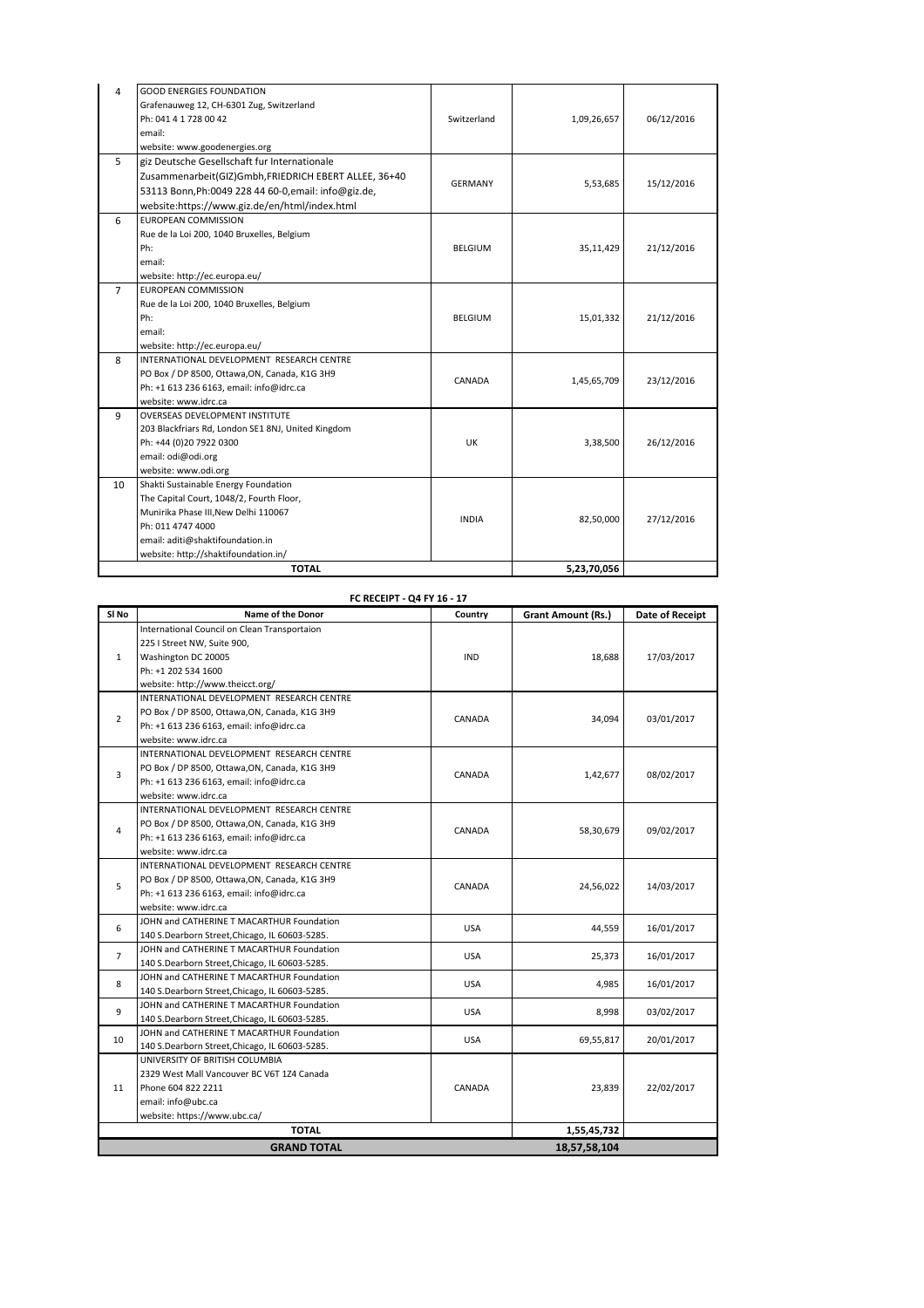| | | | | |
|---|---|---|---|---|
| 4 | GOOD ENERGIES FOUNDATION<br>Grafenauweg 12, CH-6301 Zug, Switzerland<br>Ph: 041 4 1 728 00 42<br>email:<br>website: www.goodenergies.org | Switzerland | 1,09,26,657 | 06/12/2016 |
| 5 | giz Deutsche Gesellschaft fur Internationale<br>Zusammenarbeit(GIZ)Gmbh,FRIEDRICH EBERT ALLEE, 36+40<br>53113 Bonn,Ph:0049 228 44 60-0,email: info@giz.de,<br>website:https://www.giz.de/en/html/index.html | GERMANY | 5,53,685 | 15/12/2016 |
| 6 | EUROPEAN COMMISSION<br>Rue de la Loi 200, 1040 Bruxelles, Belgium<br>Ph:<br>email:<br>website: http://ec.europa.eu/ | BELGIUM | 35,11,429 | 21/12/2016 |
| 7 | EUROPEAN COMMISSION<br>Rue de la Loi 200, 1040 Bruxelles, Belgium<br>Ph:<br>email:<br>website: http://ec.europa.eu/ | BELGIUM | 15,01,332 | 21/12/2016 |
| 8 | INTERNATIONAL DEVELOPMENT RESEARCH CENTRE<br>PO Box / DP 8500, Ottawa,ON, Canada, K1G 3H9<br>Ph: +1 613 236 6163, email: info@idrc.ca<br>website: www.idrc.ca | CANADA | 1,45,65,709 | 23/12/2016 |
| 9 | OVERSEAS DEVELOPMENT INSTITUTE<br>203 Blackfriars Rd, London SE1 8NJ, United Kingdom<br>Ph: +44 (0)20 7922 0300<br>email: odi@odi.org<br>website: www.odi.org | UK | 3,38,500 | 26/12/2016 |
| 10 | Shakti Sustainable Energy Foundation<br>The Capital Court, 1048/2, Fourth Floor,<br>Munirika Phase III,New Delhi 110067<br>Ph: 011 4747 4000<br>email: aditi@shaktifoundation.in<br>website: http://shaktifoundation.in/ | INDIA | 82,50,000 | 27/12/2016 |
| | **TOTAL** | | **5,23,70,056** | |

**FC RECEIPT - Q4 FY 16 - 17**

| Sl No | Name of the Donor | Country | Grant Amount (Rs.) | Date of Receipt |
|---|---|---|---|---|
| 1 | International Council on Clean Transportaion<br>225 I Street NW, Suite 900,<br>Washington DC 20005<br>Ph: +1 202 534 1600<br>website: http://www.theicct.org/ | IND | 18,688 | 17/03/2017 |
| 2 | INTERNATIONAL DEVELOPMENT RESEARCH CENTRE<br>PO Box / DP 8500, Ottawa,ON, Canada, K1G 3H9<br>Ph: +1 613 236 6163, email: info@idrc.ca<br>website: www.idrc.ca | CANADA | 34,094 | 03/01/2017 |
| 3 | INTERNATIONAL DEVELOPMENT RESEARCH CENTRE<br>PO Box / DP 8500, Ottawa,ON, Canada, K1G 3H9<br>Ph: +1 613 236 6163, email: info@idrc.ca<br>website: www.idrc.ca | CANADA | 1,42,677 | 08/02/2017 |
| 4 | INTERNATIONAL DEVELOPMENT RESEARCH CENTRE<br>PO Box / DP 8500, Ottawa,ON, Canada, K1G 3H9<br>Ph: +1 613 236 6163, email: info@idrc.ca<br>website: www.idrc.ca | CANADA | 58,30,679 | 09/02/2017 |
| 5 | INTERNATIONAL DEVELOPMENT RESEARCH CENTRE<br>PO Box / DP 8500, Ottawa,ON, Canada, K1G 3H9<br>Ph: +1 613 236 6163, email: info@idrc.ca<br>website: www.idrc.ca | CANADA | 24,56,022 | 14/03/2017 |
| 6 | JOHN and CATHERINE T MACARTHUR Foundation<br>140 S.Dearborn Street,Chicago, IL 60603-5285. | USA | 44,559 | 16/01/2017 |
| 7 | JOHN and CATHERINE T MACARTHUR Foundation<br>140 S.Dearborn Street,Chicago, IL 60603-5285. | USA | 25,373 | 16/01/2017 |
| 8 | JOHN and CATHERINE T MACARTHUR Foundation<br>140 S.Dearborn Street,Chicago, IL 60603-5285. | USA | 4,985 | 16/01/2017 |
| 9 | JOHN and CATHERINE T MACARTHUR Foundation<br>140 S.Dearborn Street,Chicago, IL 60603-5285. | USA | 8,998 | 03/02/2017 |
| 10 | JOHN and CATHERINE T MACARTHUR Foundation<br>140 S.Dearborn Street,Chicago, IL 60603-5285. | USA | 69,55,817 | 20/01/2017 |
| 11 | UNIVERSITY OF BRITISH COLUMBIA<br>2329 West Mall Vancouver BC V6T 1Z4 Canada<br>Phone 604 822 2211<br>email: info@ubc.ca<br>website: https://www.ubc.ca/ | CANADA | 23,839 | 22/02/2017 |
| | **TOTAL** | | **1,55,45,732** | |
| | **GRAND TOTAL** | | **18,57,58,104** | |